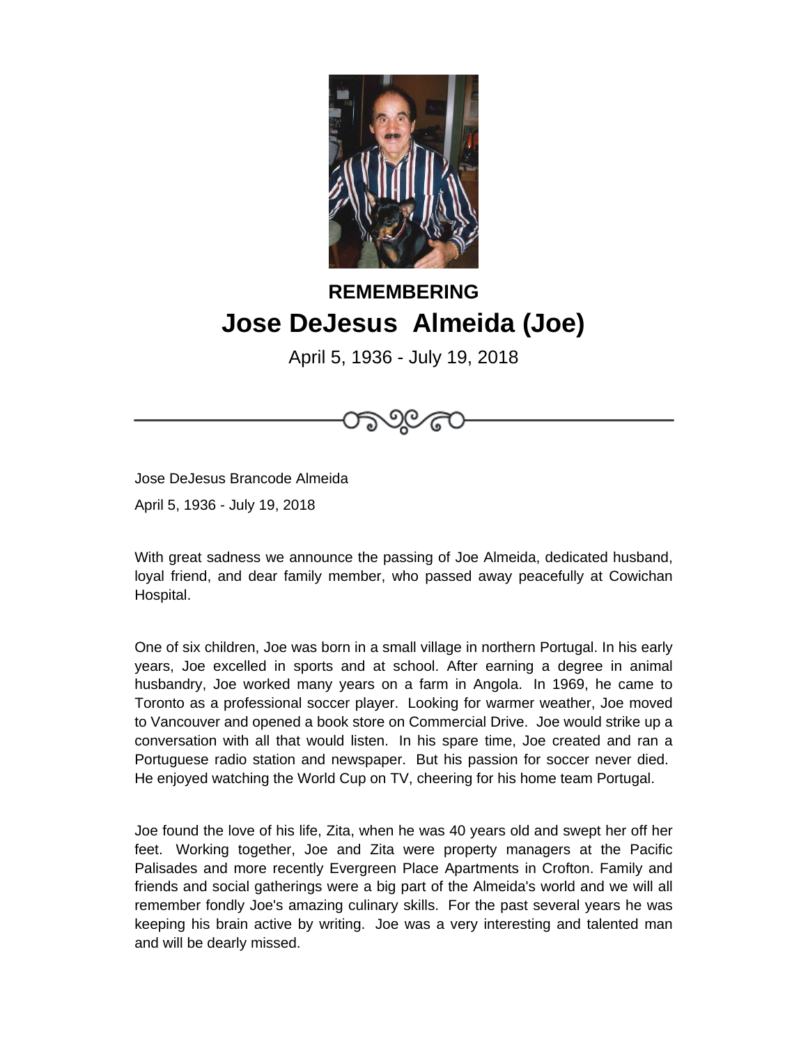**REMEMBERING**

# Jose DeJesus Almeida (Joe)

April 5, 1936 - July 19, 2018

Jose DeJesus Brancode Almeida

April 5, 1936 - July 19, 2018

With great sadness we announce the passing of Joe Almeida, dedicated husband, loyal friend, and dear family member, who passed away peacefully at Cowichan Hospital.

One of six children, Joe was born in a small village in northern Portugal. In his early years, Joe excelled in sports and at school. After earning a degree in animal husbandry, Joe worked many years on a farm in Angola. In 1969, he came to Toronto as a professional soccer player. Looking for warmer weather, Joe moved to Vancouver and opened a book store on Commercial Drive. Joe would strike up a conversation with all that would listen. In his spare time, Joe created and ran a Portuguese radio station and newspaper. But his passion for soccer never died. He enjoyed watching the World Cup on TV, cheering for his home team Portugal.

Joe found the love of his life, Zita, when he was 40 years old and swept her off her feet. Working together, Joe and Zita were property managers at the Pacific Palisades and more recently Evergreen Place Apartments in Crofton. Family and friends and social gatherings were a big part of the Almeida's world and we will all remember fondly Joe's amazing culinary skills. For the past several years he was keeping his brain active by writing. Joe was a very interesting and talented man and will be dearly missed.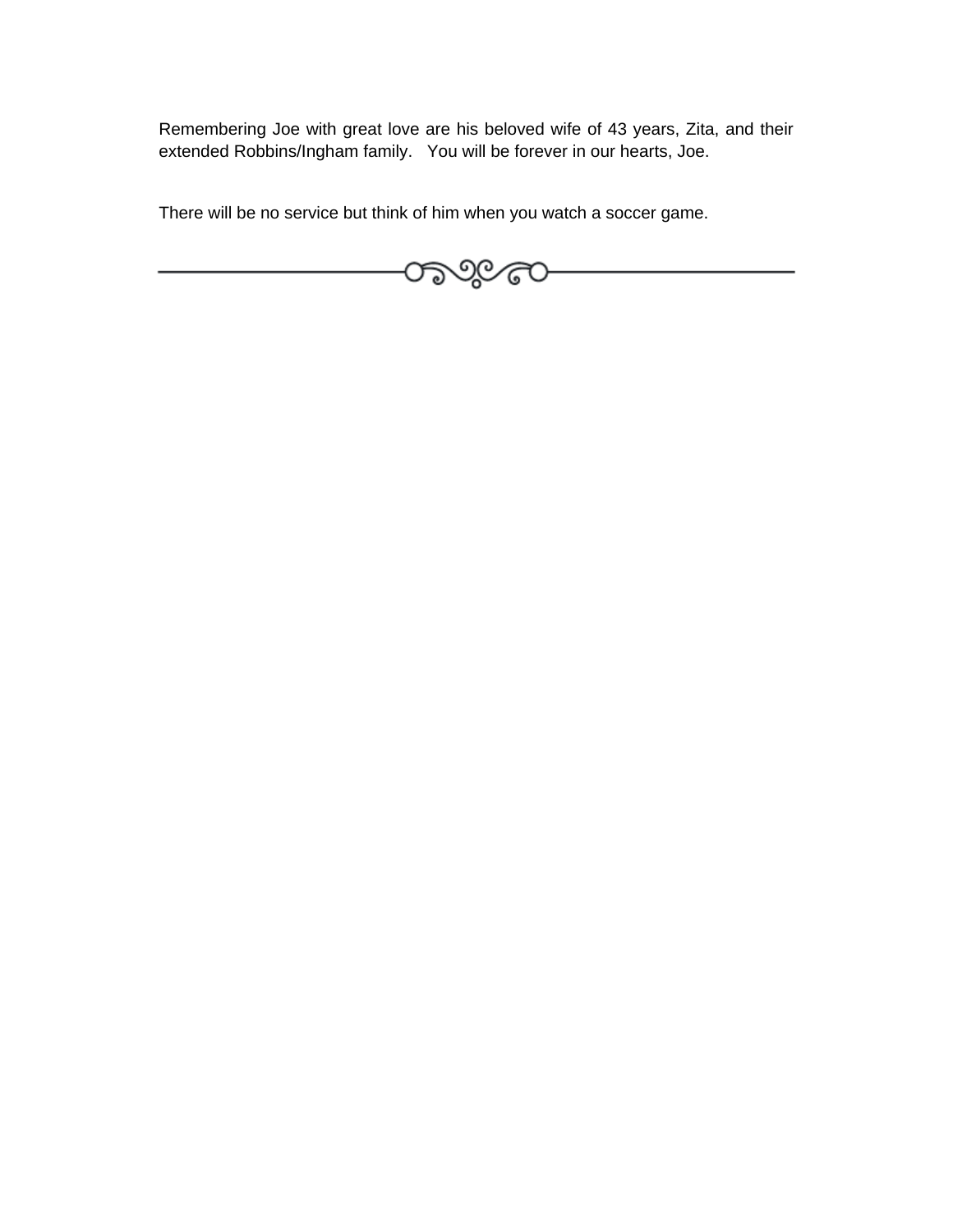Remembering Joe with great love are his beloved wife of 43 years, Zita, and their extended Robbins/Ingham family. You will be forever in our hearts, Joe.

There will be no service but think of him when you watch a soccer game.